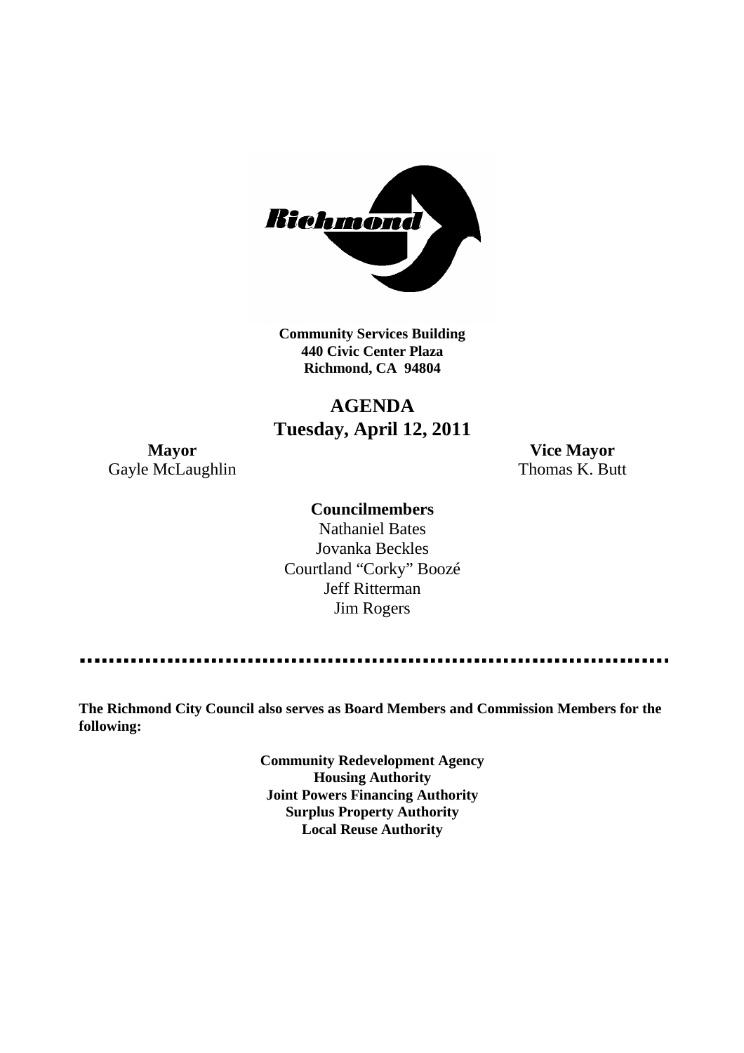**Community Services Building**
**440 Civic Center Plaza**
**Richmond, CA 94804**

# AGENDA
## Tuesday, April 12, 2011

**Mayor**
Gayle McLaughlin

**Vice Mayor**
Thomas K. Butt

**Councilmembers**
Nathaniel Bates
Jovanka Beckles
Courtland "Corky" Boozé
Jeff Ritterman
Jim Rogers

---

**The Richmond City Council also serves as Board Members and Commission Members for the following:**

**Community Redevelopment Agency**
**Housing Authority**
**Joint Powers Financing Authority**
**Surplus Property Authority**
**Local Reuse Authority**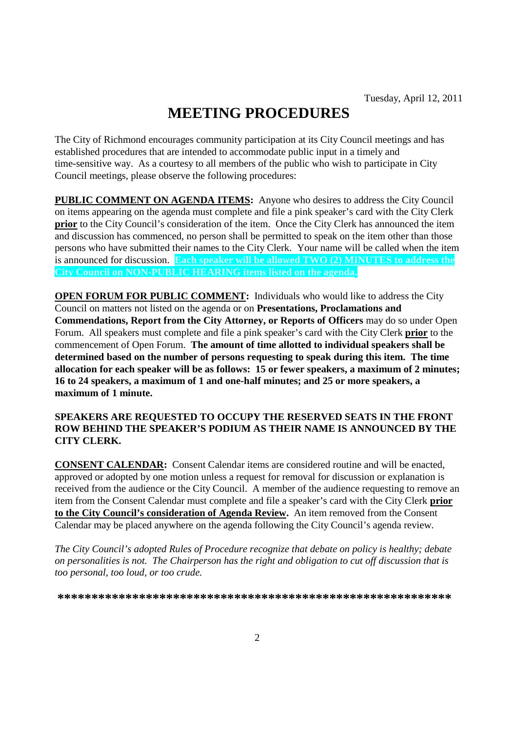Tuesday, April 12, 2011

# MEETING PROCEDURES

The City of Richmond encourages community participation at its City Council meetings and has established procedures that are intended to accommodate public input in a timely and time-sensitive way. As a courtesy to all members of the public who wish to participate in City Council meetings, please observe the following procedures:

**PUBLIC COMMENT ON AGENDA ITEMS:** Anyone who desires to address the City Council on items appearing on the agenda must complete and file a pink speaker's card with the City Clerk **prior** to the City Council's consideration of the item. Once the City Clerk has announced the item and discussion has commenced, no person shall be permitted to speak on the item other than those persons who have submitted their names to the City Clerk. Your name will be called when the item is announced for discussion. **Each speaker will be allowed TWO (2) MINUTES to address the City Council on NON-PUBLIC HEARING items listed on the agenda.**

**OPEN FORUM FOR PUBLIC COMMENT:** Individuals who would like to address the City Council on matters not listed on the agenda or on **Presentations, Proclamations and Commendations, Report from the City Attorney, or Reports of Officers** may do so under Open Forum. All speakers must complete and file a pink speaker's card with the City Clerk **prior** to the commencement of Open Forum. **The amount of time allotted to individual speakers shall be determined based on the number of persons requesting to speak during this item. The time allocation for each speaker will be as follows: 15 or fewer speakers, a maximum of 2 minutes; 16 to 24 speakers, a maximum of 1 and one-half minutes; and 25 or more speakers, a maximum of 1 minute.**

**SPEAKERS ARE REQUESTED TO OCCUPY THE RESERVED SEATS IN THE FRONT ROW BEHIND THE SPEAKER'S PODIUM AS THEIR NAME IS ANNOUNCED BY THE CITY CLERK.**

**CONSENT CALENDAR:** Consent Calendar items are considered routine and will be enacted, approved or adopted by one motion unless a request for removal for discussion or explanation is received from the audience or the City Council. A member of the audience requesting to remove an item from the Consent Calendar must complete and file a speaker's card with the City Clerk **prior to the City Council's consideration of Agenda Review.** An item removed from the Consent Calendar may be placed anywhere on the agenda following the City Council's agenda review.

*The City Council's adopted Rules of Procedure recognize that debate on policy is healthy; debate on personalities is not. The Chairperson has the right and obligation to cut off discussion that is too personal, too loud, or too crude.*

**\*\*\*\*\*\*\*\*\*\*\*\*\*\*\*\*\*\*\*\*\*\*\*\*\*\*\*\*\*\*\*\*\*\*\*\*\*\*\*\*\*\*\*\*\*\*\*\*\*\*\*\*\*\*\*\*\*\***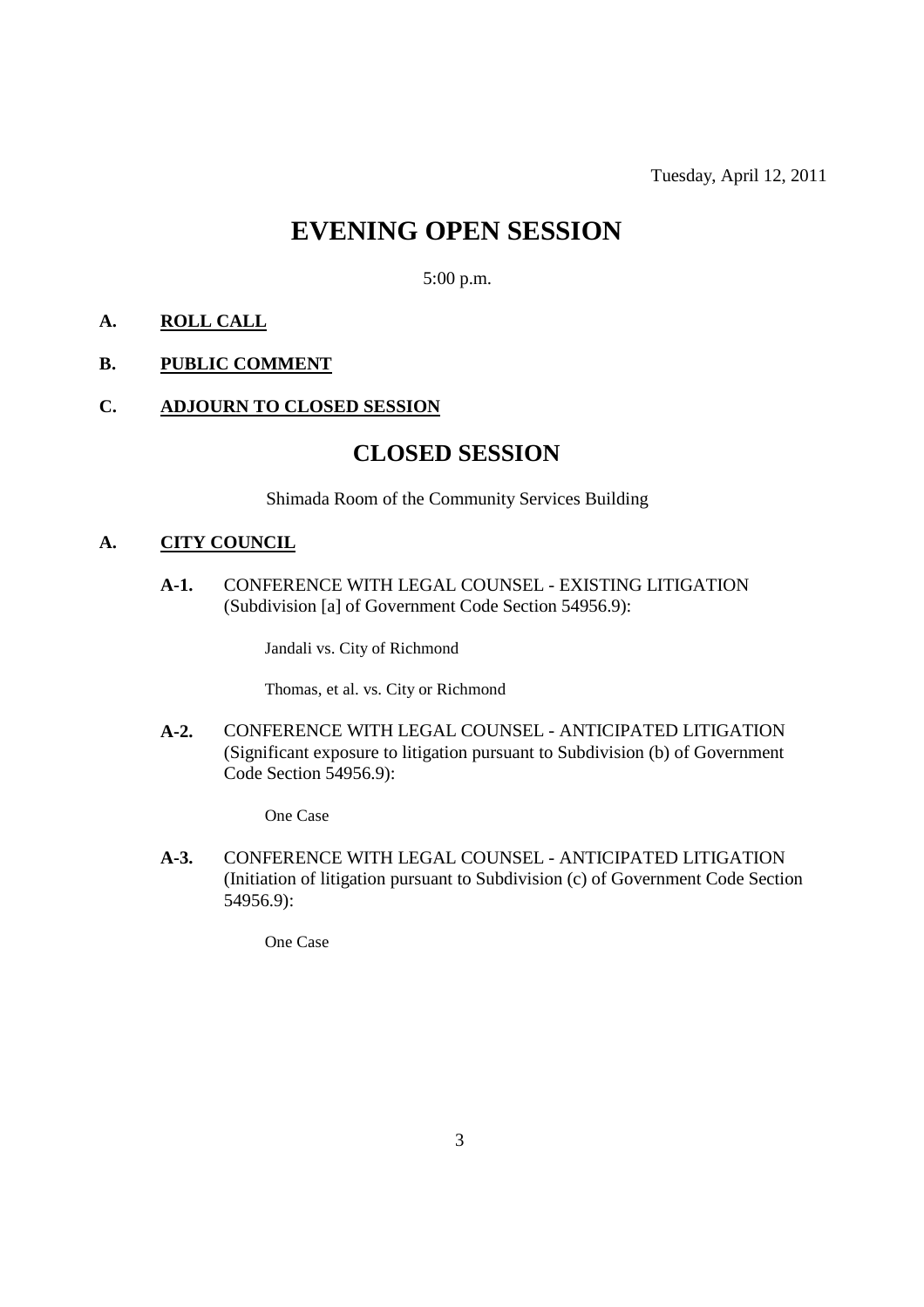Tuesday, April 12, 2011

# EVENING OPEN SESSION

5:00 p.m.

**A. ROLL CALL**

**B. PUBLIC COMMENT**

**C. ADJOURN TO CLOSED SESSION**

# CLOSED SESSION

Shimada Room of the Community Services Building

**A. CITY COUNCIL**

**A-1.** CONFERENCE WITH LEGAL COUNSEL - EXISTING LITIGATION (Subdivision [a] of Government Code Section 54956.9):

Jandali vs. City of Richmond

Thomas, et al. vs. City or Richmond

**A-2.** CONFERENCE WITH LEGAL COUNSEL - ANTICIPATED LITIGATION (Significant exposure to litigation pursuant to Subdivision (b) of Government Code Section 54956.9):

One Case

**A-3.** CONFERENCE WITH LEGAL COUNSEL - ANTICIPATED LITIGATION (Initiation of litigation pursuant to Subdivision (c) of Government Code Section 54956.9):

One Case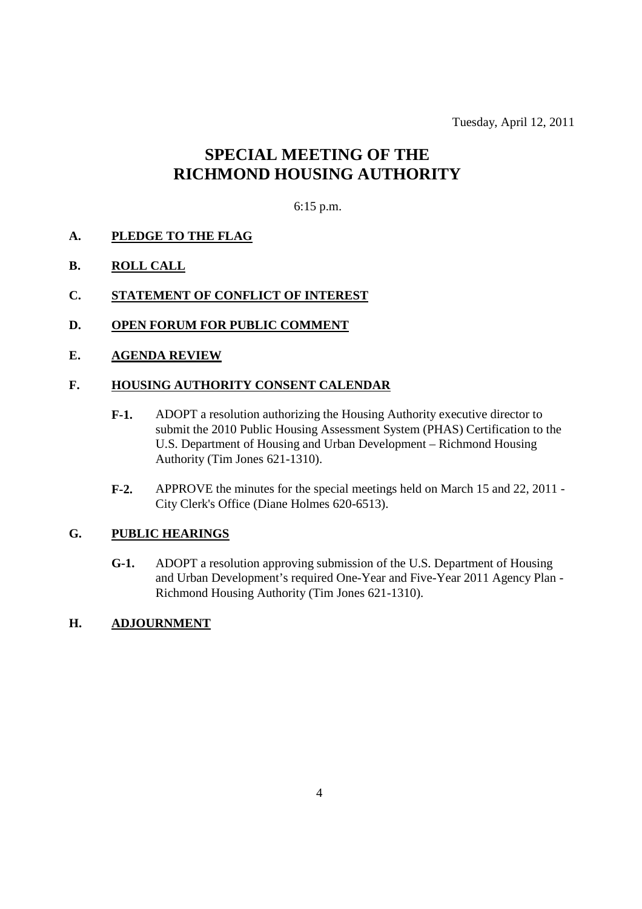Tuesday, April 12, 2011

# SPECIAL MEETING OF THE RICHMOND HOUSING AUTHORITY

6:15 p.m.

**A. PLEDGE TO THE FLAG**

**B. ROLL CALL**

**C. STATEMENT OF CONFLICT OF INTEREST**

**D. OPEN FORUM FOR PUBLIC COMMENT**

**E. AGENDA REVIEW**

**F. HOUSING AUTHORITY CONSENT CALENDAR**

**F-1.** ADOPT a resolution authorizing the Housing Authority executive director to submit the 2010 Public Housing Assessment System (PHAS) Certification to the U.S. Department of Housing and Urban Development – Richmond Housing Authority (Tim Jones 621-1310).

**F-2.** APPROVE the minutes for the special meetings held on March 15 and 22, 2011 - City Clerk's Office (Diane Holmes 620-6513).

**G. PUBLIC HEARINGS**

**G-1.** ADOPT a resolution approving submission of the U.S. Department of Housing and Urban Development's required One-Year and Five-Year 2011 Agency Plan - Richmond Housing Authority (Tim Jones 621-1310).

**H. ADJOURNMENT**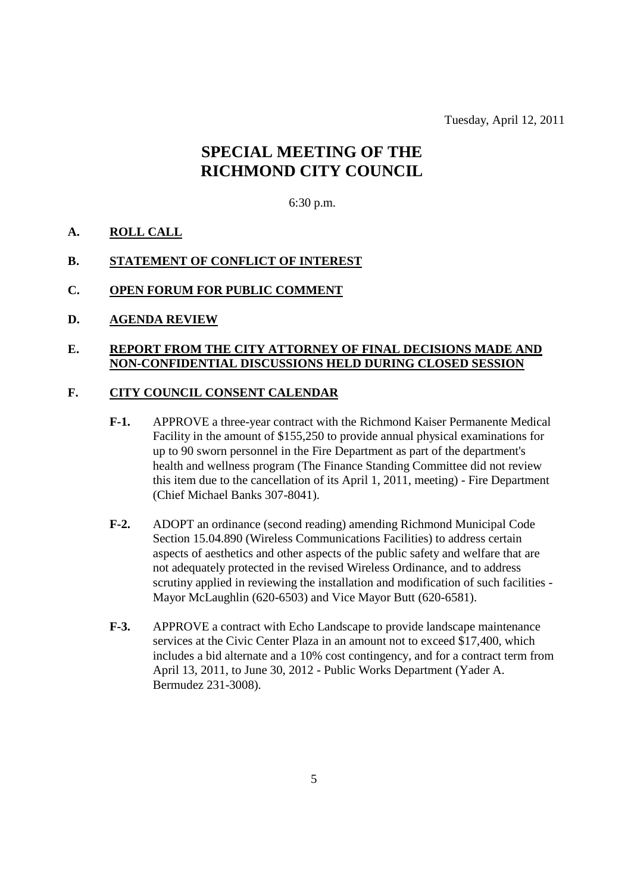Tuesday, April 12, 2011

# SPECIAL MEETING OF THE RICHMOND CITY COUNCIL

6:30 p.m.

**A. ROLL CALL**

**B. STATEMENT OF CONFLICT OF INTEREST**

**C. OPEN FORUM FOR PUBLIC COMMENT**

**D. AGENDA REVIEW**

**E. REPORT FROM THE CITY ATTORNEY OF FINAL DECISIONS MADE AND NON-CONFIDENTIAL DISCUSSIONS HELD DURING CLOSED SESSION**

**F. CITY COUNCIL CONSENT CALENDAR**

**F-1.** APPROVE a three-year contract with the Richmond Kaiser Permanente Medical Facility in the amount of $155,250 to provide annual physical examinations for up to 90 sworn personnel in the Fire Department as part of the department's health and wellness program (The Finance Standing Committee did not review this item due to the cancellation of its April 1, 2011, meeting) - Fire Department (Chief Michael Banks 307-8041).

**F-2.** ADOPT an ordinance (second reading) amending Richmond Municipal Code Section 15.04.890 (Wireless Communications Facilities) to address certain aspects of aesthetics and other aspects of the public safety and welfare that are not adequately protected in the revised Wireless Ordinance, and to address scrutiny applied in reviewing the installation and modification of such facilities - Mayor McLaughlin (620-6503) and Vice Mayor Butt (620-6581).

**F-3.** APPROVE a contract with Echo Landscape to provide landscape maintenance services at the Civic Center Plaza in an amount not to exceed $17,400, which includes a bid alternate and a 10% cost contingency, and for a contract term from April 13, 2011, to June 30, 2012 - Public Works Department (Yader A. Bermudez 231-3008).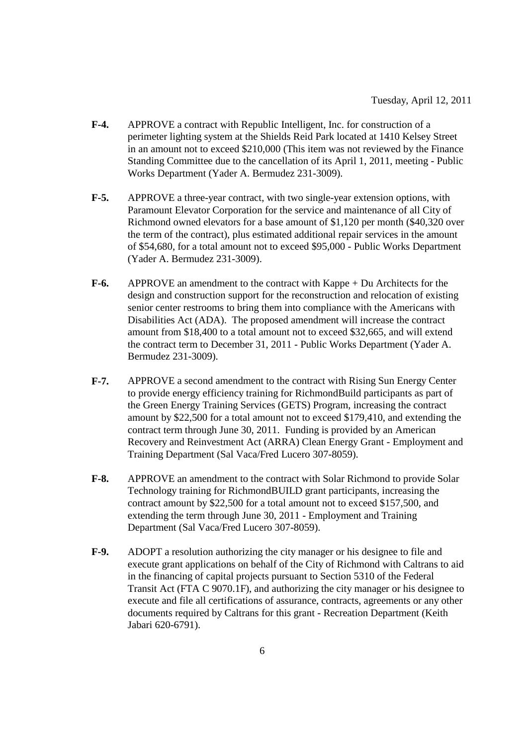Tuesday, April 12, 2011

**F-4.** APPROVE a contract with Republic Intelligent, Inc. for construction of a perimeter lighting system at the Shields Reid Park located at 1410 Kelsey Street in an amount not to exceed $210,000 (This item was not reviewed by the Finance Standing Committee due to the cancellation of its April 1, 2011, meeting - Public Works Department (Yader A. Bermudez 231-3009).

**F-5.** APPROVE a three-year contract, with two single-year extension options, with Paramount Elevator Corporation for the service and maintenance of all City of Richmond owned elevators for a base amount of $1,120 per month ($40,320 over the term of the contract), plus estimated additional repair services in the amount of $54,680, for a total amount not to exceed $95,000 - Public Works Department (Yader A. Bermudez 231-3009).

**F-6.** APPROVE an amendment to the contract with Kappe + Du Architects for the design and construction support for the reconstruction and relocation of existing senior center restrooms to bring them into compliance with the Americans with Disabilities Act (ADA). The proposed amendment will increase the contract amount from $18,400 to a total amount not to exceed $32,665, and will extend the contract term to December 31, 2011 - Public Works Department (Yader A. Bermudez 231-3009).

**F-7.** APPROVE a second amendment to the contract with Rising Sun Energy Center to provide energy efficiency training for RichmondBuild participants as part of the Green Energy Training Services (GETS) Program, increasing the contract amount by $22,500 for a total amount not to exceed $179,410, and extending the contract term through June 30, 2011. Funding is provided by an American Recovery and Reinvestment Act (ARRA) Clean Energy Grant - Employment and Training Department (Sal Vaca/Fred Lucero 307-8059).

**F-8.** APPROVE an amendment to the contract with Solar Richmond to provide Solar Technology training for RichmondBUILD grant participants, increasing the contract amount by $22,500 for a total amount not to exceed $157,500, and extending the term through June 30, 2011 - Employment and Training Department (Sal Vaca/Fred Lucero 307-8059).

**F-9.** ADOPT a resolution authorizing the city manager or his designee to file and execute grant applications on behalf of the City of Richmond with Caltrans to aid in the financing of capital projects pursuant to Section 5310 of the Federal Transit Act (FTA C 9070.1F), and authorizing the city manager or his designee to execute and file all certifications of assurance, contracts, agreements or any other documents required by Caltrans for this grant - Recreation Department (Keith Jabari 620-6791).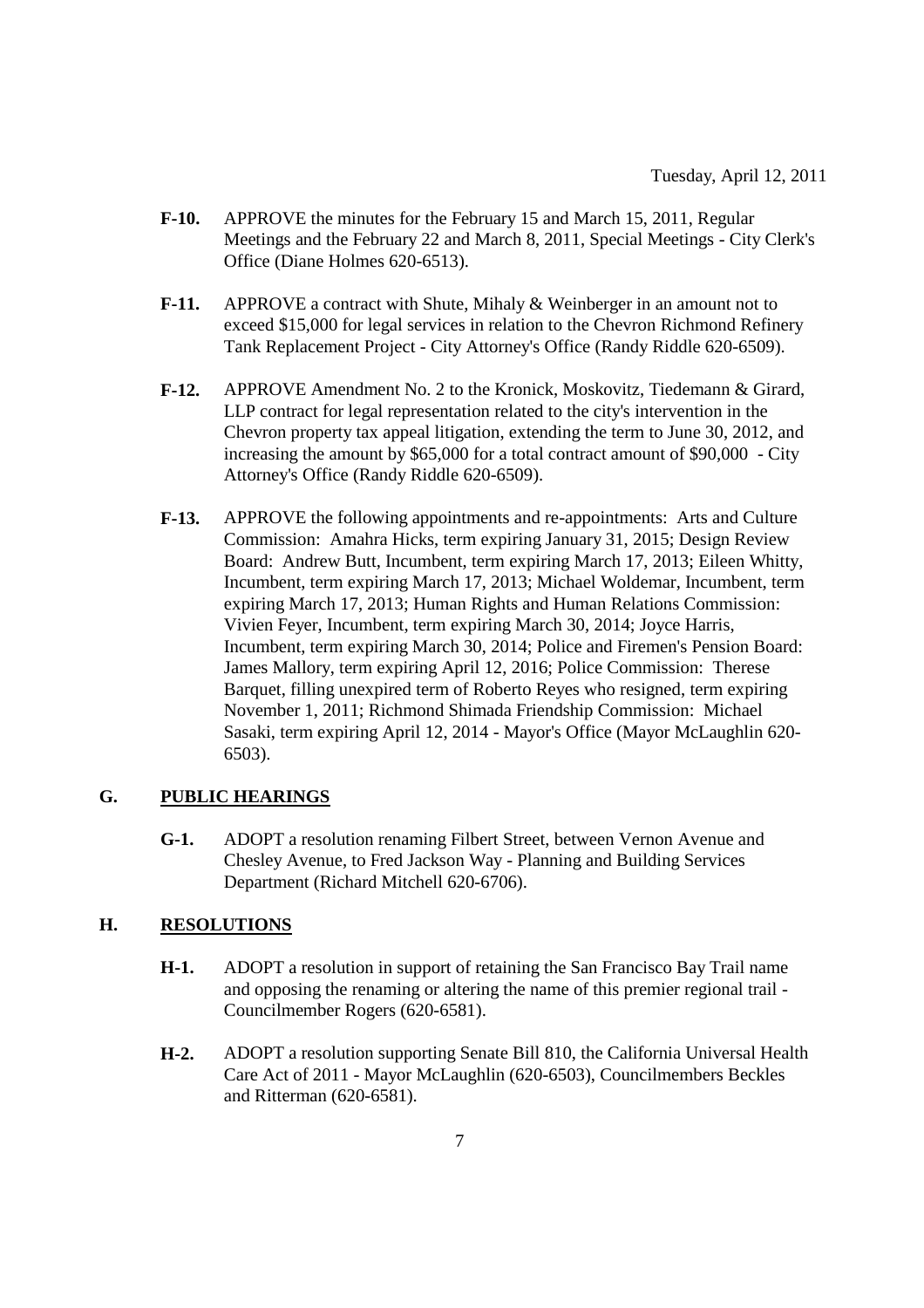- **F-10.** APPROVE the minutes for the February 15 and March 15, 2011, Regular Meetings and the February 22 and March 8, 2011, Special Meetings - City Clerk's Office (Diane Holmes 620-6513).

- **F-11.** APPROVE a contract with Shute, Mihaly & Weinberger in an amount not to exceed $15,000 for legal services in relation to the Chevron Richmond Refinery Tank Replacement Project - City Attorney's Office (Randy Riddle 620-6509).

- **F-12.** APPROVE Amendment No. 2 to the Kronick, Moskovitz, Tiedemann & Girard, LLP contract for legal representation related to the city's intervention in the Chevron property tax appeal litigation, extending the term to June 30, 2012, and increasing the amount by $65,000 for a total contract amount of $90,000 - City Attorney's Office (Randy Riddle 620-6509).

- **F-13.** APPROVE the following appointments and re-appointments: Arts and Culture Commission: Amahra Hicks, term expiring January 31, 2015; Design Review Board: Andrew Butt, Incumbent, term expiring March 17, 2013; Eileen Whitty, Incumbent, term expiring March 17, 2013; Michael Woldemar, Incumbent, term expiring March 17, 2013; Human Rights and Human Relations Commission: Vivien Feyer, Incumbent, term expiring March 30, 2014; Joyce Harris, Incumbent, term expiring March 30, 2014; Police and Firemen's Pension Board: James Mallory, term expiring April 12, 2016; Police Commission: Therese Barquet, filling unexpired term of Roberto Reyes who resigned, term expiring November 1, 2011; Richmond Shimada Friendship Commission: Michael Sasaki, term expiring April 12, 2014 - Mayor's Office (Mayor McLaughlin 620-6503).

## G. PUBLIC HEARINGS

- **G-1.** ADOPT a resolution renaming Filbert Street, between Vernon Avenue and Chesley Avenue, to Fred Jackson Way - Planning and Building Services Department (Richard Mitchell 620-6706).

## H. RESOLUTIONS

- **H-1.** ADOPT a resolution in support of retaining the San Francisco Bay Trail name and opposing the renaming or altering the name of this premier regional trail - Councilmember Rogers (620-6581).

- **H-2.** ADOPT a resolution supporting Senate Bill 810, the California Universal Health Care Act of 2011 - Mayor McLaughlin (620-6503), Councilmembers Beckles and Ritterman (620-6581).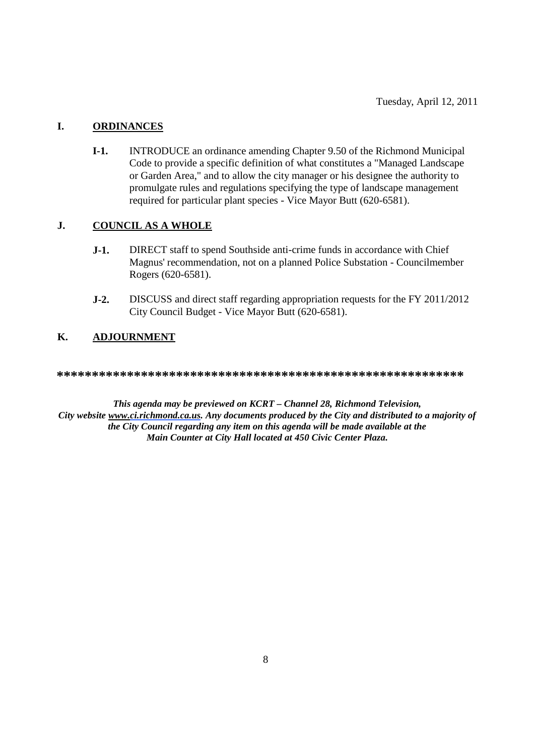Tuesday, April 12, 2011

## I. ORDINANCES

**I-1.** INTRODUCE an ordinance amending Chapter 9.50 of the Richmond Municipal Code to provide a specific definition of what constitutes a "Managed Landscape or Garden Area," and to allow the city manager or his designee the authority to promulgate rules and regulations specifying the type of landscape management required for particular plant species - Vice Mayor Butt (620-6581).

## J. COUNCIL AS A WHOLE

**J-1.** DIRECT staff to spend Southside anti-crime funds in accordance with Chief Magnus' recommendation, not on a planned Police Substation - Councilmember Rogers (620-6581).

**J-2.** DISCUSS and direct staff regarding appropriation requests for the FY 2011/2012 City Council Budget - Vice Mayor Butt (620-6581).

## K. ADJOURNMENT

**********************************************************

***This agenda may be previewed on KCRT – Channel 28, Richmond Television, City website www.ci.richmond.ca.us. Any documents produced by the City and distributed to a majority of the City Council regarding any item on this agenda will be made available at the Main Counter at City Hall located at 450 Civic Center Plaza.***